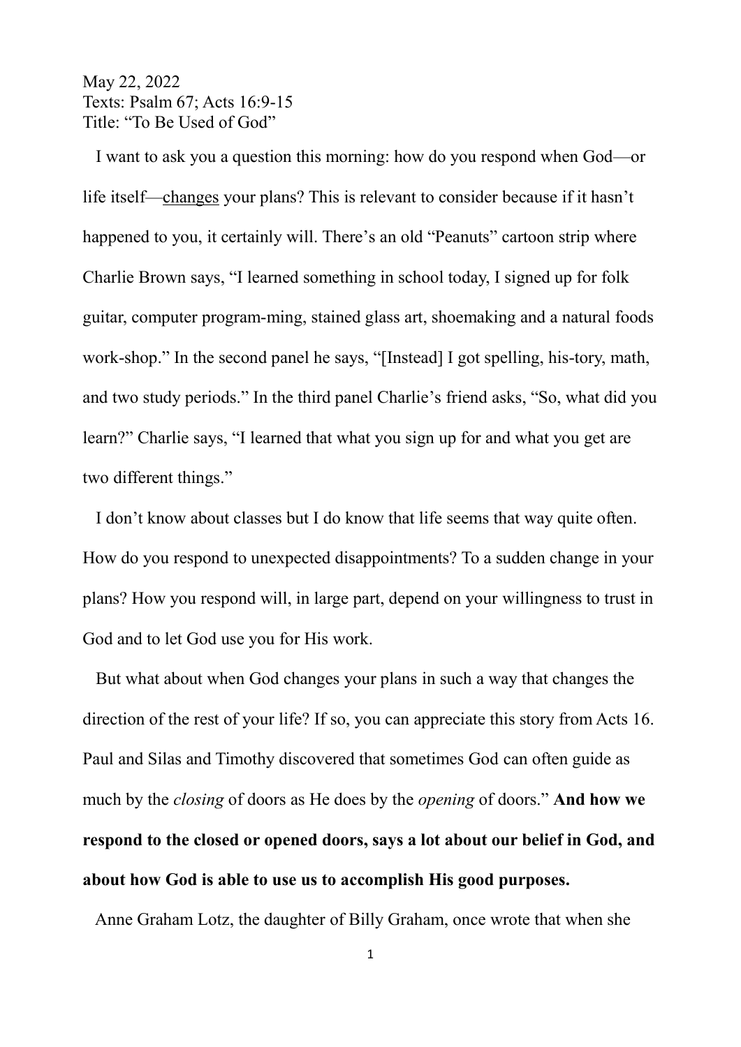May 22, 2022
Texts: Psalm 67; Acts 16:9-15
Title: "To Be Used of God"

I want to ask you a question this morning: how do you respond when God—or life itself—<u>changes</u> your plans? This is relevant to consider because if it hasn't happened to you, it certainly will. There's an old "Peanuts" cartoon strip where Charlie Brown says, "I learned something in school today, I signed up for folk guitar, computer program-ming, stained glass art, shoemaking and a natural foods work-shop." In the second panel he says, "[Instead] I got spelling, his-tory, math, and two study periods." In the third panel Charlie's friend asks, "So, what did you learn?" Charlie says, "I learned that what you sign up for and what you get are two different things."

I don't know about classes but I do know that life seems that way quite often. How do you respond to unexpected disappointments? To a sudden change in your plans? How you respond will, in large part, depend on your willingness to trust in God and to let God use you for His work.

But what about when God changes your plans in such a way that changes the direction of the rest of your life? If so, you can appreciate this story from Acts 16. Paul and Silas and Timothy discovered that sometimes God can often guide as much by the *closing* of doors as He does by the *opening* of doors." **And how we respond to the closed or opened doors, says a lot about our belief in God, and about how God is able to use us to accomplish His good purposes.**

Anne Graham Lotz, the daughter of Billy Graham, once wrote that when she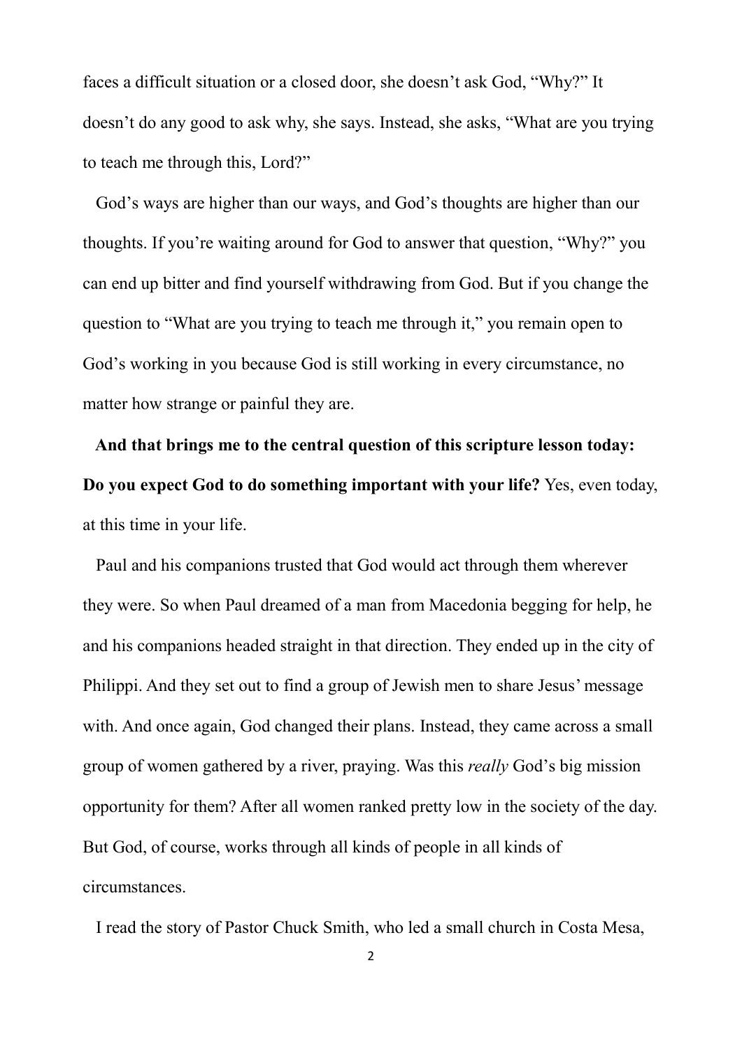faces a difficult situation or a closed door, she doesn't ask God, "Why?" It doesn't do any good to ask why, she says. Instead, she asks, "What are you trying to teach me through this, Lord?"

God's ways are higher than our ways, and God's thoughts are higher than our thoughts. If you're waiting around for God to answer that question, "Why?" you can end up bitter and find yourself withdrawing from God. But if you change the question to "What are you trying to teach me through it," you remain open to God's working in you because God is still working in every circumstance, no matter how strange or painful they are.

**And that brings me to the central question of this scripture lesson today: Do you expect God to do something important with your life?** Yes, even today, at this time in your life.

Paul and his companions trusted that God would act through them wherever they were. So when Paul dreamed of a man from Macedonia begging for help, he and his companions headed straight in that direction. They ended up in the city of Philippi. And they set out to find a group of Jewish men to share Jesus' message with. And once again, God changed their plans. Instead, they came across a small group of women gathered by a river, praying. Was this *really* God's big mission opportunity for them? After all women ranked pretty low in the society of the day. But God, of course, works through all kinds of people in all kinds of circumstances.

I read the story of Pastor Chuck Smith, who led a small church in Costa Mesa,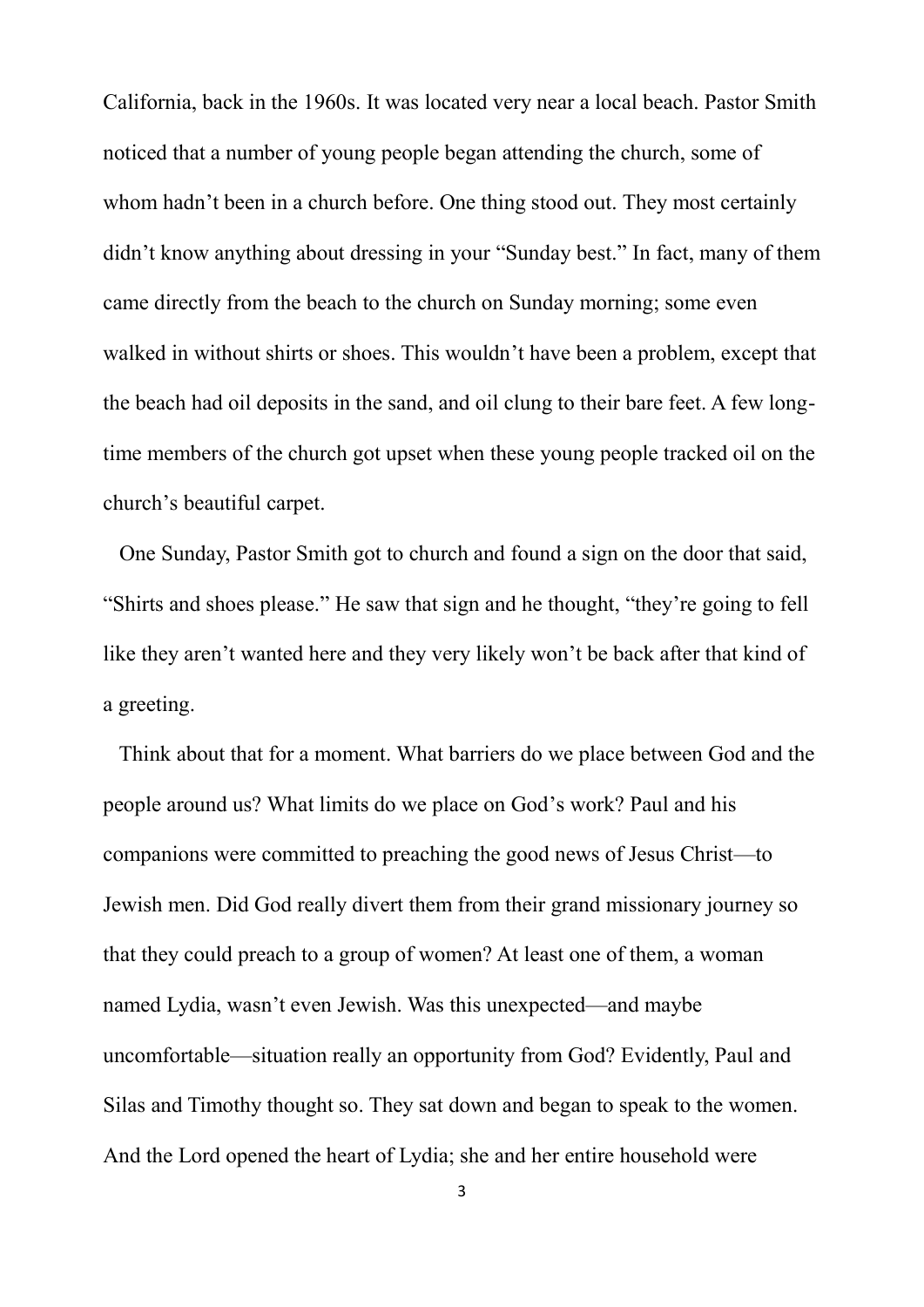California, back in the 1960s. It was located very near a local beach. Pastor Smith noticed that a number of young people began attending the church, some of whom hadn't been in a church before. One thing stood out. They most certainly didn't know anything about dressing in your "Sunday best." In fact, many of them came directly from the beach to the church on Sunday morning; some even walked in without shirts or shoes. This wouldn't have been a problem, except that the beach had oil deposits in the sand, and oil clung to their bare feet. A few long-time members of the church got upset when these young people tracked oil on the church's beautiful carpet.

One Sunday, Pastor Smith got to church and found a sign on the door that said, "Shirts and shoes please." He saw that sign and he thought, "they're going to fell like they aren't wanted here and they very likely won't be back after that kind of a greeting.

Think about that for a moment. What barriers do we place between God and the people around us? What limits do we place on God's work? Paul and his companions were committed to preaching the good news of Jesus Christ—to Jewish men. Did God really divert them from their grand missionary journey so that they could preach to a group of women? At least one of them, a woman named Lydia, wasn't even Jewish. Was this unexpected—and maybe uncomfortable—situation really an opportunity from God? Evidently, Paul and Silas and Timothy thought so. They sat down and began to speak to the women. And the Lord opened the heart of Lydia; she and her entire household were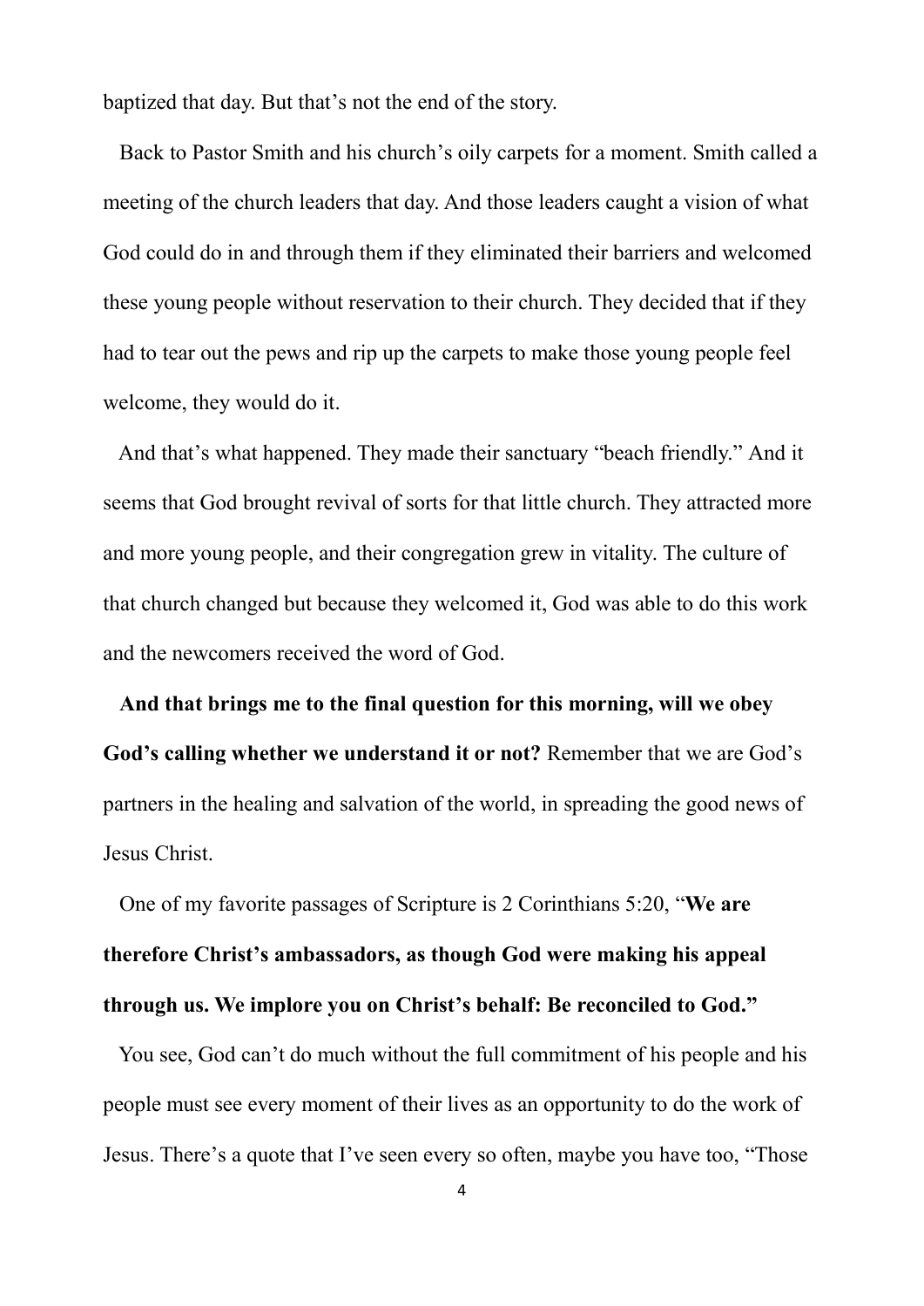baptized that day. But that's not the end of the story.

Back to Pastor Smith and his church's oily carpets for a moment. Smith called a meeting of the church leaders that day. And those leaders caught a vision of what God could do in and through them if they eliminated their barriers and welcomed these young people without reservation to their church. They decided that if they had to tear out the pews and rip up the carpets to make those young people feel welcome, they would do it.

And that's what happened. They made their sanctuary "beach friendly." And it seems that God brought revival of sorts for that little church. They attracted more and more young people, and their congregation grew in vitality. The culture of that church changed but because they welcomed it, God was able to do this work and the newcomers received the word of God.

**And that brings me to the final question for this morning, will we obey God's calling whether we understand it or not?** Remember that we are God's partners in the healing and salvation of the world, in spreading the good news of Jesus Christ.

One of my favorite passages of Scripture is 2 Corinthians 5:20, "**We are therefore Christ's ambassadors, as though God were making his appeal through us. We implore you on Christ's behalf: Be reconciled to God.**"

You see, God can't do much without the full commitment of his people and his people must see every moment of their lives as an opportunity to do the work of Jesus. There's a quote that I've seen every so often, maybe you have too, "Those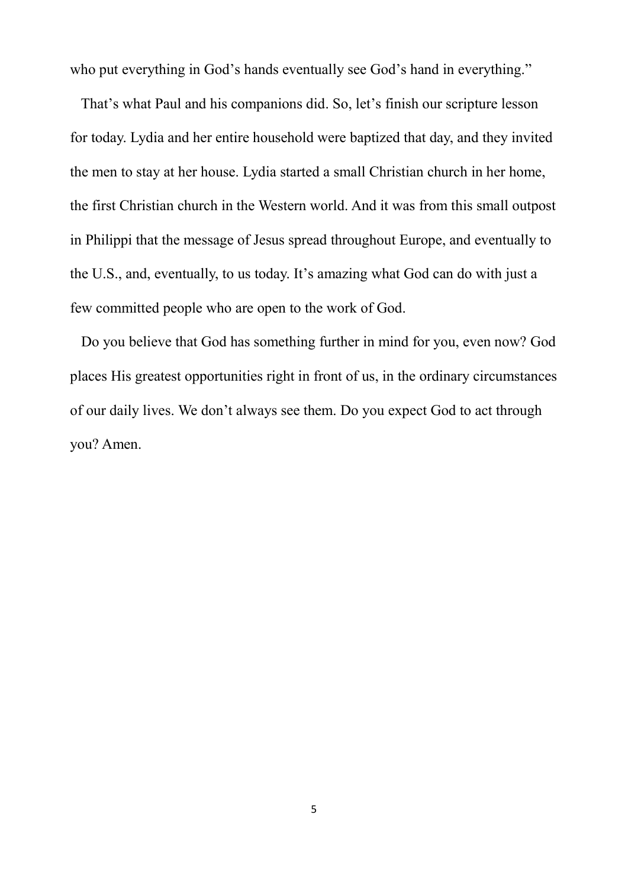who put everything in God's hands eventually see God's hand in everything."

That's what Paul and his companions did. So, let's finish our scripture lesson for today. Lydia and her entire household were baptized that day, and they invited the men to stay at her house. Lydia started a small Christian church in her home, the first Christian church in the Western world. And it was from this small outpost in Philippi that the message of Jesus spread throughout Europe, and eventually to the U.S., and, eventually, to us today. It's amazing what God can do with just a few committed people who are open to the work of God.

Do you believe that God has something further in mind for you, even now? God places His greatest opportunities right in front of us, in the ordinary circumstances of our daily lives. We don't always see them. Do you expect God to act through you? Amen.